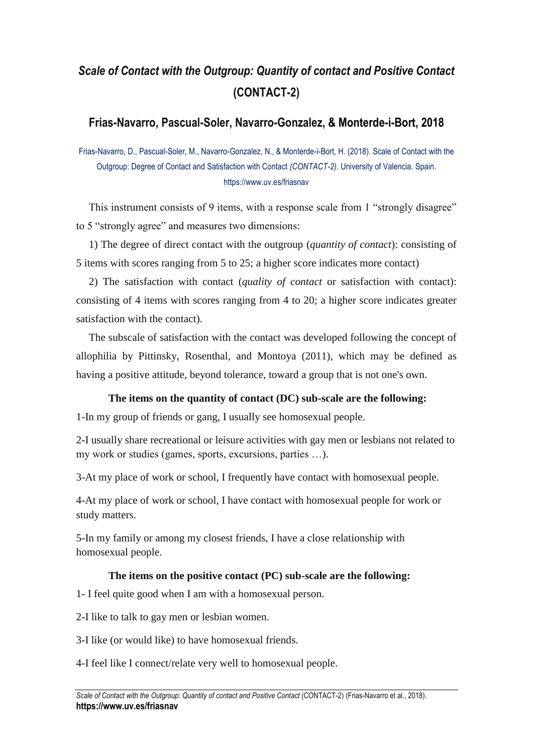# *Scale of Contact with the Outgroup: Quantity of contact and Positive Contact* (CONTACT-2)

## Frias-Navarro, Pascual-Soler, Navarro-Gonzalez, & Monterde-i-Bort, 2018

Frias-Navarro, D., Pascual-Soler, M., Navarro-Gonzalez, N., & Monterde-i-Bort, H. (2018). Scale of Contact with the Outgroup: Degree of Contact and Satisfaction with Contact *(CONTACT-2)*. University of Valencia. Spain. https://www.uv.es/friasnav

This instrument consists of 9 items, with a response scale from 1 "strongly disagree" to 5 "strongly agree" and measures two dimensions:

1) The degree of direct contact with the outgroup (*quantity of contact*): consisting of 5 items with scores ranging from 5 to 25; a higher score indicates more contact)

2) The satisfaction with contact (*quality of contact* or satisfaction with contact): consisting of 4 items with scores ranging from 4 to 20; a higher score indicates greater satisfaction with the contact).

The subscale of satisfaction with the contact was developed following the concept of allophilia by Pittinsky, Rosenthal, and Montoya (2011), which may be defined as having a positive attitude, beyond tolerance, toward a group that is not one's own.

**The items on the quantity of contact (DC) sub-scale are the following:**

1-In my group of friends or gang, I usually see homosexual people.

2-I usually share recreational or leisure activities with gay men or lesbians not related to my work or studies (games, sports, excursions, parties …).

3-At my place of work or school, I frequently have contact with homosexual people.

4-At my place of work or school, I have contact with homosexual people for work or study matters.

5-In my family or among my closest friends, I have a close relationship with homosexual people.

**The items on the positive contact (PC) sub-scale are the following:**

1- I feel quite good when I am with a homosexual person.

2-I like to talk to gay men or lesbian women.

3-I like (or would like) to have homosexual friends.

4-I feel like I connect/relate very well to homosexual people.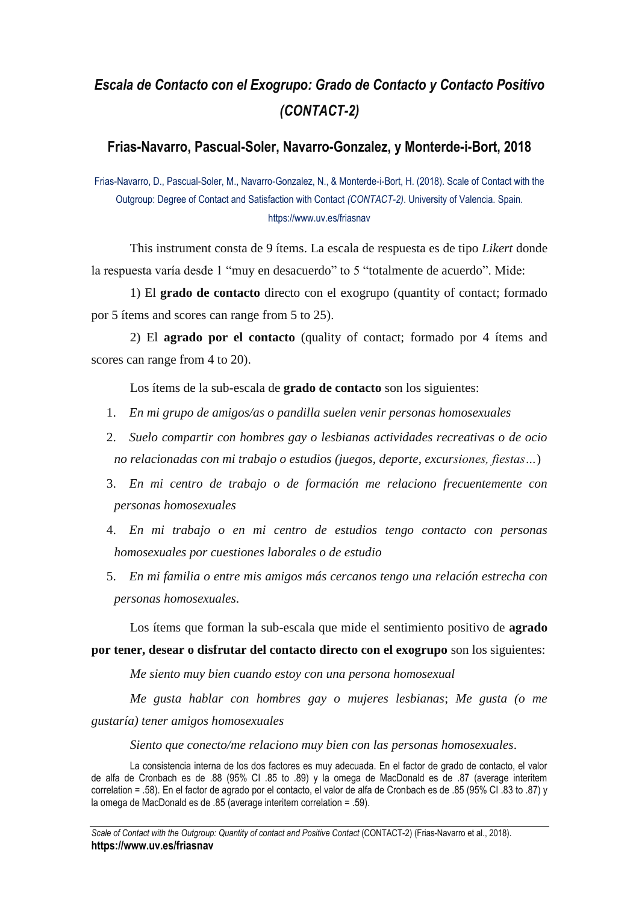# *Escala de Contacto con el Exogrupo: Grado de Contacto y Contacto Positivo (CONTACT-2)*

## Frias-Navarro, Pascual-Soler, Navarro-Gonzalez, y Monterde-i-Bort, 2018

Frias-Navarro, D., Pascual-Soler, M., Navarro-Gonzalez, N., & Monterde-i-Bort, H. (2018). Scale of Contact with the Outgroup: Degree of Contact and Satisfaction with Contact *(CONTACT-2)*. University of Valencia. Spain. https://www.uv.es/friasnav

This instrument consta de 9 ítems. La escala de respuesta es de tipo *Likert* donde la respuesta varía desde 1 "muy en desacuerdo" to 5 "totalmente de acuerdo". Mide:

1) El **grado de contacto** directo con el exogrupo (quantity of contact; formado por 5 ítems and scores can range from 5 to 25).

2) El **agrado por el contacto** (quality of contact; formado por 4 ítems and scores can range from 4 to 20).

Los ítems de la sub-escala de **grado de contacto** son los siguientes:

1. *En mi grupo de amigos/as o pandilla suelen venir personas homosexuales*
2. *Suelo compartir con hombres gay o lesbianas actividades recreativas o de ocio no relacionadas con mi trabajo o estudios (juegos, deporte, excursiones, fiestas…*)
3. *En mi centro de trabajo o de formación me relaciono frecuentemente con personas homosexuales*
4. *En mi trabajo o en mi centro de estudios tengo contacto con personas homosexuales por cuestiones laborales o de estudio*
5. *En mi familia o entre mis amigos más cercanos tengo una relación estrecha con personas homosexuales*.

Los ítems que forman la sub-escala que mide el sentimiento positivo de **agrado por tener, desear o disfrutar del contacto directo con el exogrupo** son los siguientes:

*Me siento muy bien cuando estoy con una persona homosexual*

*Me gusta hablar con hombres gay o mujeres lesbianas*; *Me gusta (o me gustaría) tener amigos homosexuales*

*Siento que conecto/me relaciono muy bien con las personas homosexuales*.

La consistencia interna de los dos factores es muy adecuada. En el factor de grado de contacto, el valor de alfa de Cronbach es de .88 (95% CI .85 to .89) y la omega de MacDonald es de .87 (average interitem correlation = .58). En el factor de agrado por el contacto, el valor de alfa de Cronbach es de .85 (95% CI .83 to .87) y la omega de MacDonald es de .85 (average interitem correlation = .59).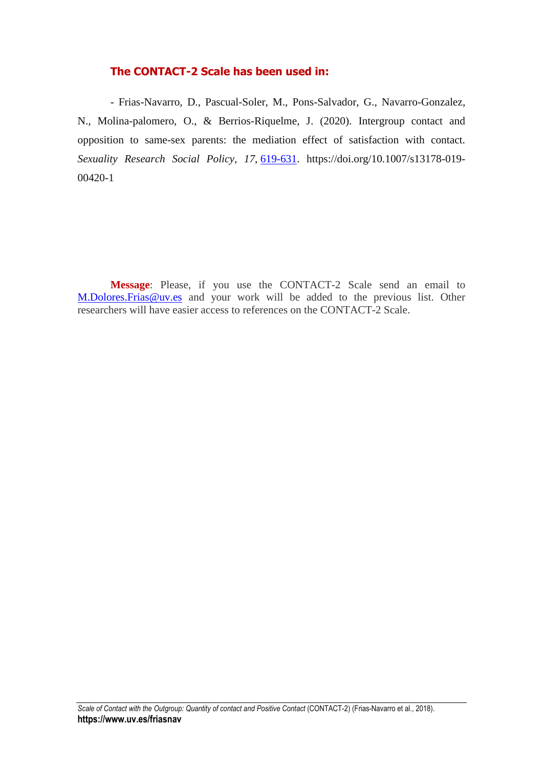## The CONTACT-2 Scale has been used in:

- Frias-Navarro, D., Pascual-Soler, M., Pons-Salvador, G., Navarro-Gonzalez, N., Molina-palomero, O., & Berrios-Riquelme, J. (2020). Intergroup contact and opposition to same-sex parents: the mediation effect of satisfaction with contact. *Sexuality Research Social Policy*, *17*, 619-631. https://doi.org/10.1007/s13178-019-00420-1

**Message**: Please, if you use the CONTACT-2 Scale send an email to M.Dolores.Frias@uv.es and your work will be added to the previous list. Other researchers will have easier access to references on the CONTACT-2 Scale.